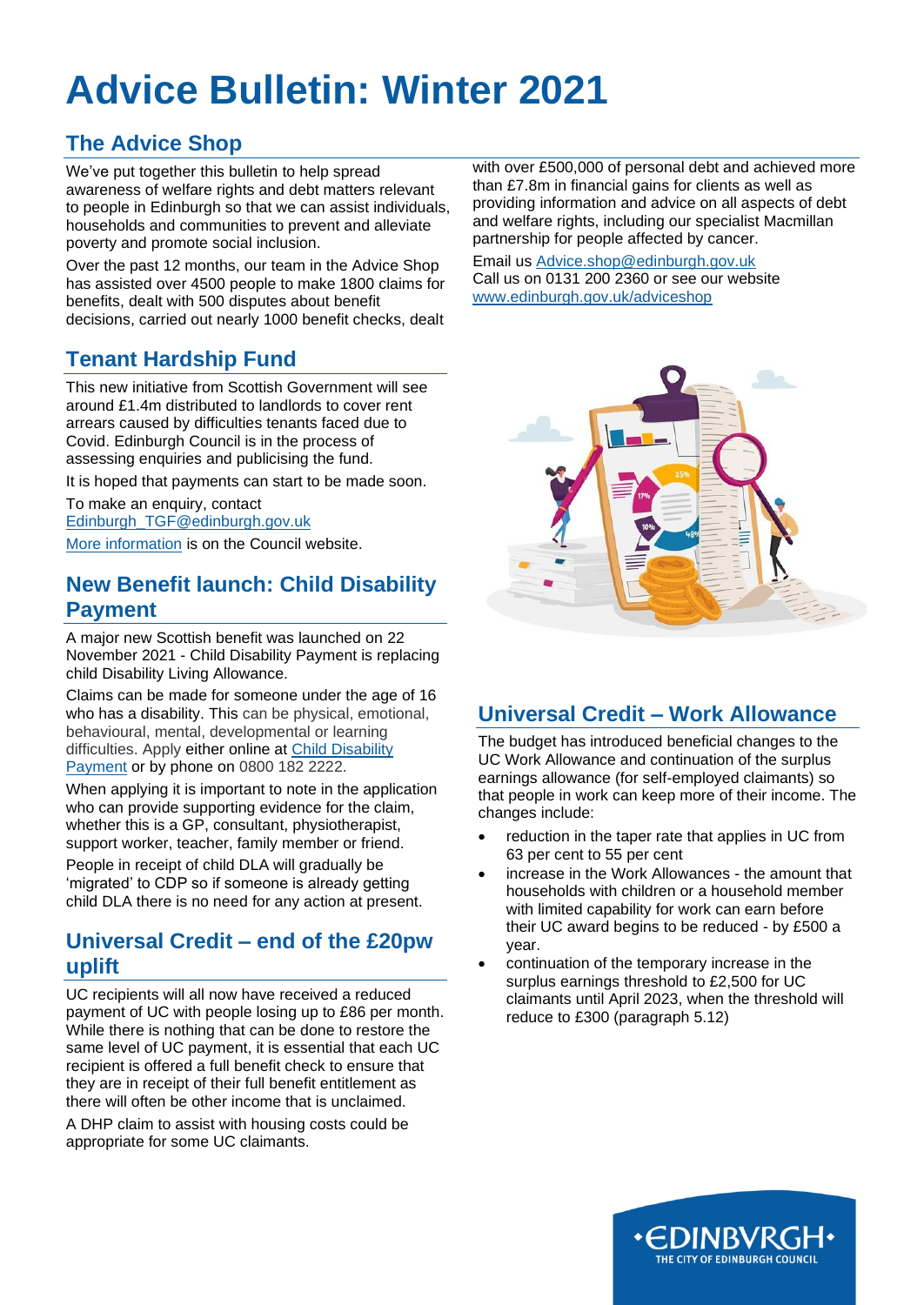# Advice Bulletin: Winter 2021

## The Advice Shop

We've put together this bulletin to help spread awareness of welfare rights and debt matters relevant to people in Edinburgh so that we can assist individuals, households and communities to prevent and alleviate poverty and promote social inclusion.

Over the past 12 months, our team in the Advice Shop has assisted over 4500 people to make 1800 claims for benefits, dealt with 500 disputes about benefit decisions, carried out nearly 1000 benefit checks, dealt with over £500,000 of personal debt and achieved more than £7.8m in financial gains for clients as well as providing information and advice on all aspects of debt and welfare rights, including our specialist Macmillan partnership for people affected by cancer.

Email us [Advice.shop@edinburgh.gov.uk](mailto:Advice.shop@edinburgh.gov.uk)
Call us on 0131 200 2360 or see our website [www.edinburgh.gov.uk/adviceshop](http://www.edinburgh.gov.uk/adviceshop)

## Tenant Hardship Fund

This new initiative from Scottish Government will see around £1.4m distributed to landlords to cover rent arrears caused by difficulties tenants faced due to Covid. Edinburgh Council is in the process of assessing enquiries and publicising the fund.

It is hoped that payments can start to be made soon.

To make an enquiry, contact [Edinburgh_TGF@edinburgh.gov.uk](mailto:Edinburgh_TGF@edinburgh.gov.uk)

More information is on the Council website.

## New Benefit launch: Child Disability Payment

A major new Scottish benefit was launched on 22 November 2021 - Child Disability Payment is replacing child Disability Living Allowance.

Claims can be made for someone under the age of 16 who has a disability. This can be physical, emotional, behavioural, mental, developmental or learning difficulties. Apply either online at Child Disability Payment or by phone on 0800 182 2222.

When applying it is important to note in the application who can provide supporting evidence for the claim, whether this is a GP, consultant, physiotherapist, support worker, teacher, family member or friend.

People in receipt of child DLA will gradually be 'migrated' to CDP so if someone is already getting child DLA there is no need for any action at present.

## Universal Credit – end of the £20pw uplift

UC recipients will all now have received a reduced payment of UC with people losing up to £86 per month. While there is nothing that can be done to restore the same level of UC payment, it is essential that each UC recipient is offered a full benefit check to ensure that they are in receipt of their full benefit entitlement as there will often be other income that is unclaimed.

A DHP claim to assist with housing costs could be appropriate for some UC claimants.

## Universal Credit – Work Allowance

The budget has introduced beneficial changes to the UC Work Allowance and continuation of the surplus earnings allowance (for self-employed claimants) so that people in work can keep more of their income. The changes include:

- reduction in the taper rate that applies in UC from 63 per cent to 55 per cent
- increase in the Work Allowances - the amount that households with children or a household member with limited capability for work can earn before their UC award begins to be reduced - by £500 a year.
- continuation of the temporary increase in the surplus earnings threshold to £2,500 for UC claimants until April 2023, when the threshold will reduce to £300 (paragraph 5.12)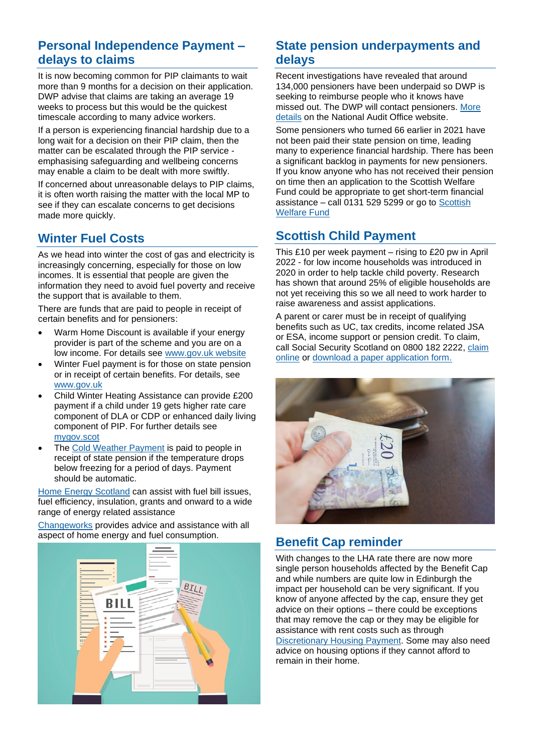## Personal Independence Payment – delays to claims

It is now becoming common for PIP claimants to wait more than 9 months for a decision on their application. DWP advise that claims are taking an average 19 weeks to process but this would be the quickest timescale according to many advice workers.

If a person is experiencing financial hardship due to a long wait for a decision on their PIP claim, then the matter can be escalated through the PIP service - emphasising safeguarding and wellbeing concerns may enable a claim to be dealt with more swiftly.

If concerned about unreasonable delays to PIP claims, it is often worth raising the matter with the local MP to see if they can escalate concerns to get decisions made more quickly.

## Winter Fuel Costs

As we head into winter the cost of gas and electricity is increasingly concerning, especially for those on low incomes. It is essential that people are given the information they need to avoid fuel poverty and receive the support that is available to them.

There are funds that are paid to people in receipt of certain benefits and for pensioners:

- Warm Home Discount is available if your energy provider is part of the scheme and you are on a low income. For details see www.gov.uk website
- Winter Fuel payment is for those on state pension or in receipt of certain benefits. For details, see www.gov.uk
- Child Winter Heating Assistance can provide £200 payment if a child under 19 gets higher rate care component of DLA or CDP or enhanced daily living component of PIP. For further details see mygov.scot
- The Cold Weather Payment is paid to people in receipt of state pension if the temperature drops below freezing for a period of days. Payment should be automatic.

Home Energy Scotland can assist with fuel bill issues, fuel efficiency, insulation, grants and onward to a wide range of energy related assistance

Changeworks provides advice and assistance with all aspect of home energy and fuel consumption.

## State pension underpayments and delays

Recent investigations have revealed that around 134,000 pensioners have been underpaid so DWP is seeking to reimburse people who it knows have missed out. The DWP will contact pensioners. More details on the National Audit Office website.

Some pensioners who turned 66 earlier in 2021 have not been paid their state pension on time, leading many to experience financial hardship. There has been a significant backlog in payments for new pensioners. If you know anyone who has not received their pension on time then an application to the Scottish Welfare Fund could be appropriate to get short-term financial assistance – call 0131 529 5299 or go to Scottish Welfare Fund

## Scottish Child Payment

This £10 per week payment – rising to £20 pw in April 2022 - for low income households was introduced in 2020 in order to help tackle child poverty. Research has shown that around 25% of eligible households are not yet receiving this so we all need to work harder to raise awareness and assist applications.

A parent or carer must be in receipt of qualifying benefits such as UC, tax credits, income related JSA or ESA, income support or pension credit. To claim, call Social Security Scotland on 0800 182 2222, claim online or download a paper application form.

## Benefit Cap reminder

With changes to the LHA rate there are now more single person households affected by the Benefit Cap and while numbers are quite low in Edinburgh the impact per household can be very significant. If you know of anyone affected by the cap, ensure they get advice on their options – there could be exceptions that may remove the cap or they may be eligible for assistance with rent costs such as through Discretionary Housing Payment. Some may also need advice on housing options if they cannot afford to remain in their home.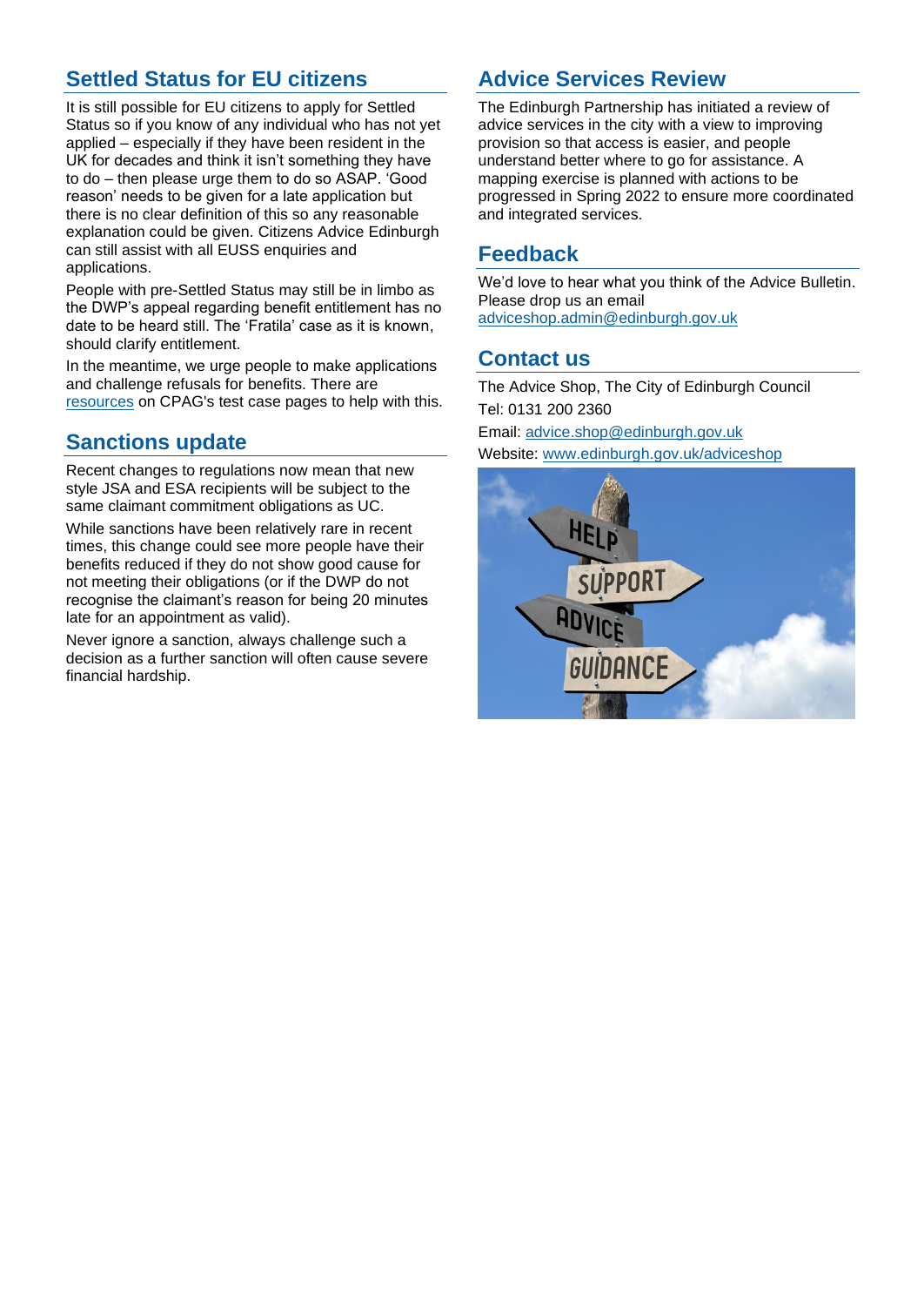## Settled Status for EU citizens

It is still possible for EU citizens to apply for Settled Status so if you know of any individual who has not yet applied – especially if they have been resident in the UK for decades and think it isn't something they have to do – then please urge them to do so ASAP. 'Good reason' needs to be given for a late application but there is no clear definition of this so any reasonable explanation could be given. Citizens Advice Edinburgh can still assist with all EUSS enquiries and applications.

People with pre-Settled Status may still be in limbo as the DWP's appeal regarding benefit entitlement has no date to be heard still. The 'Fratila' case as it is known, should clarify entitlement.

In the meantime, we urge people to make applications and challenge refusals for benefits. There are resources on CPAG's test case pages to help with this.

## Sanctions update

Recent changes to regulations now mean that new style JSA and ESA recipients will be subject to the same claimant commitment obligations as UC.

While sanctions have been relatively rare in recent times, this change could see more people have their benefits reduced if they do not show good cause for not meeting their obligations (or if the DWP do not recognise the claimant's reason for being 20 minutes late for an appointment as valid).

Never ignore a sanction, always challenge such a decision as a further sanction will often cause severe financial hardship.

## Advice Services Review

The Edinburgh Partnership has initiated a review of advice services in the city with a view to improving provision so that access is easier, and people understand better where to go for assistance. A mapping exercise is planned with actions to be progressed in Spring 2022 to ensure more coordinated and integrated services.

## Feedback

We'd love to hear what you think of the Advice Bulletin. Please drop us an email adviceshop.admin@edinburgh.gov.uk

## Contact us

The Advice Shop, The City of Edinburgh Council

Tel: 0131 200 2360

Email: advice.shop@edinburgh.gov.uk

Website: www.edinburgh.gov.uk/adviceshop